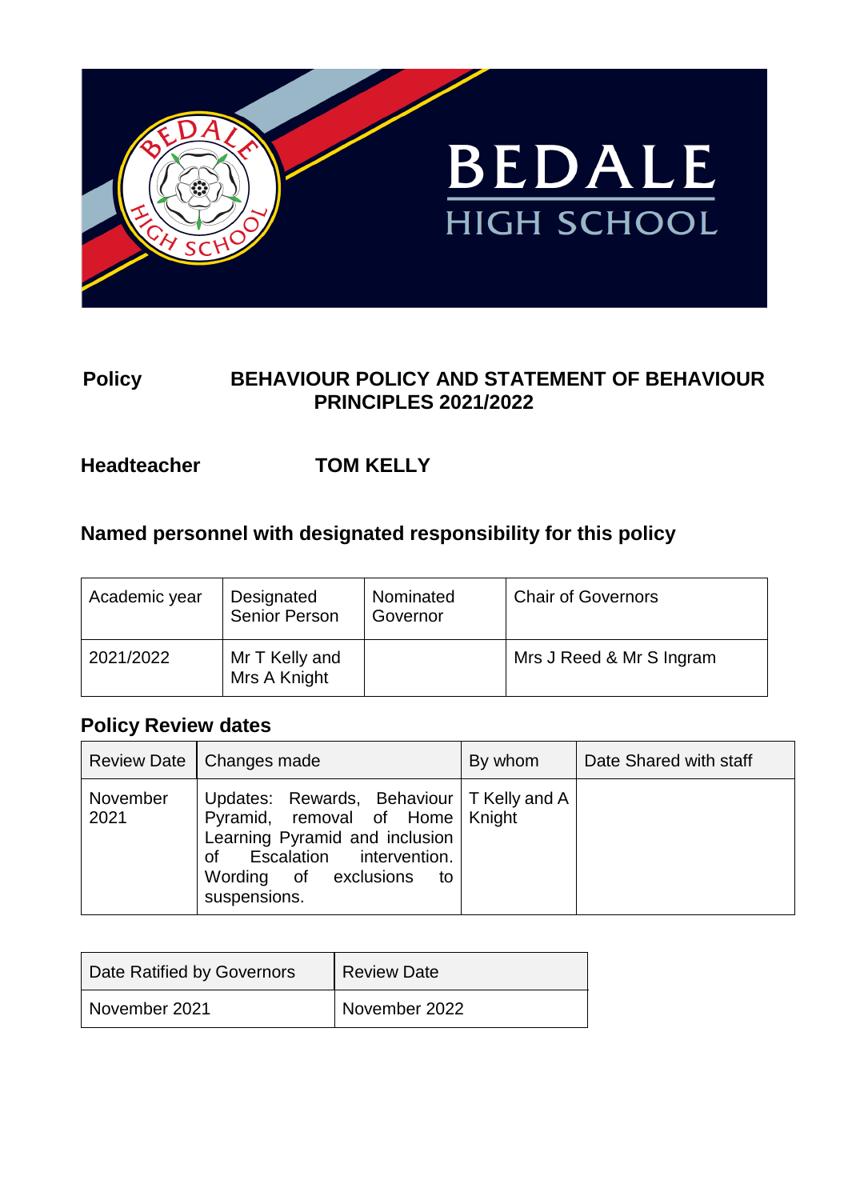**Policy** **BEHAVIOUR POLICY AND STATEMENT OF BEHAVIOUR PRINCIPLES 2021/2022**

**Headteacher** **TOM KELLY**

## Named personnel with designated responsibility for this policy

| Academic year | Designated Senior Person | Nominated Governor | Chair of Governors |
|---|---|---|---|
| 2021/2022 | Mr T Kelly and Mrs A Knight | | Mrs J Reed & Mr S Ingram |

## Policy Review dates

| Review Date | Changes made | By whom | Date Shared with staff |
|---|---|---|---|
| November 2021 | Updates: Rewards, Behaviour Pyramid, removal of Home Learning Pyramid and inclusion of Escalation intervention. Wording of exclusions to suspensions. | T Kelly and A Knight | |

| Date Ratified by Governors | Review Date |
|---|---|
| November 2021 | November 2022 |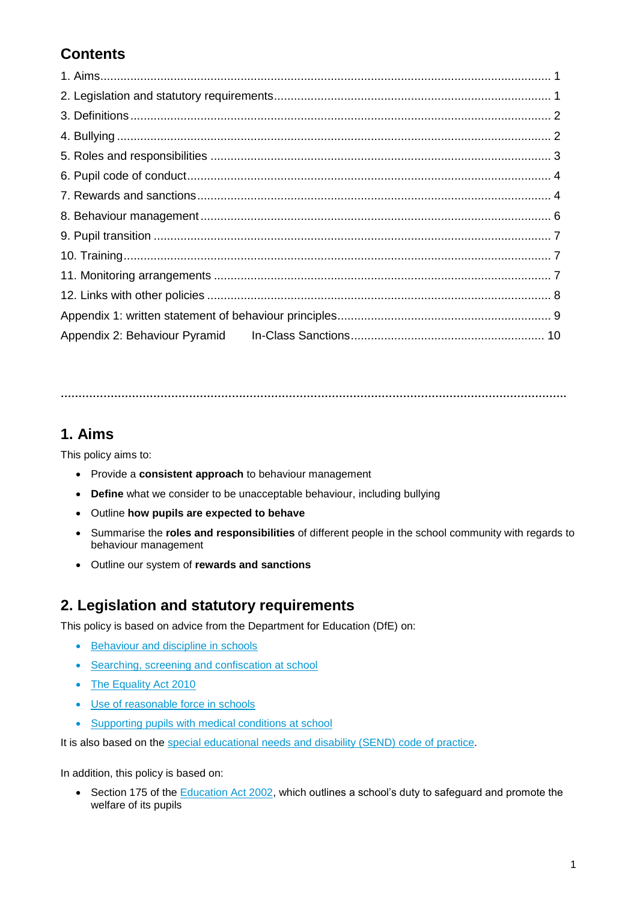## Contents

1. Aims ... 1
2. Legislation and statutory requirements ... 1
3. Definitions ... 2
4. Bullying ... 2
5. Roles and responsibilities ... 3
6. Pupil code of conduct ... 4
7. Rewards and sanctions ... 4
8. Behaviour management ... 6
9. Pupil transition ... 7
10. Training ... 7
11. Monitoring arrangements ... 7
12. Links with other policies ... 8

Appendix 1: written statement of behaviour principles ... 9

Appendix 2: Behaviour Pyramid In-Class Sanctions ... 10

---

## 1. Aims

This policy aims to:

- Provide a **consistent approach** to behaviour management
- **Define** what we consider to be unacceptable behaviour, including bullying
- Outline **how pupils are expected to behave**
- Summarise the **roles and responsibilities** of different people in the school community with regards to behaviour management
- Outline our system of **rewards and sanctions**

## 2. Legislation and statutory requirements

This policy is based on advice from the Department for Education (DfE) on:

- Behaviour and discipline in schools
- Searching, screening and confiscation at school
- The Equality Act 2010
- Use of reasonable force in schools
- Supporting pupils with medical conditions at school

It is also based on the special educational needs and disability (SEND) code of practice.

In addition, this policy is based on:

- Section 175 of the Education Act 2002, which outlines a school's duty to safeguard and promote the welfare of its pupils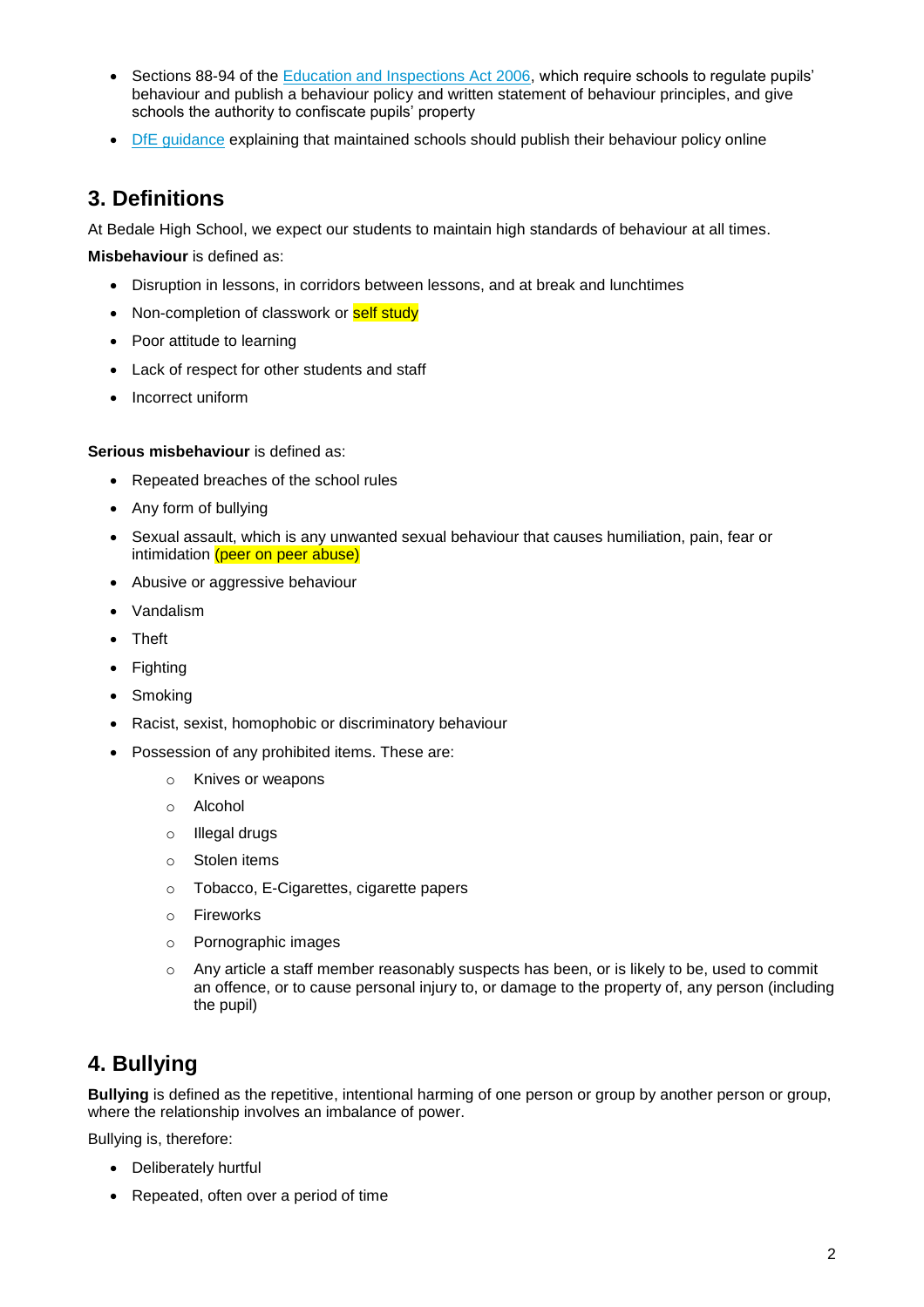- Sections 88-94 of the Education and Inspections Act 2006, which require schools to regulate pupils' behaviour and publish a behaviour policy and written statement of behaviour principles, and give schools the authority to confiscate pupils' property
- DfE guidance explaining that maintained schools should publish their behaviour policy online

## 3. Definitions

At Bedale High School, we expect our students to maintain high standards of behaviour at all times.

**Misbehaviour** is defined as:

- Disruption in lessons, in corridors between lessons, and at break and lunchtimes
- Non-completion of classwork or self study
- Poor attitude to learning
- Lack of respect for other students and staff
- Incorrect uniform

**Serious misbehaviour** is defined as:

- Repeated breaches of the school rules
- Any form of bullying
- Sexual assault, which is any unwanted sexual behaviour that causes humiliation, pain, fear or intimidation (peer on peer abuse)
- Abusive or aggressive behaviour
- Vandalism
- Theft
- Fighting
- Smoking
- Racist, sexist, homophobic or discriminatory behaviour
- Possession of any prohibited items. These are:
  - Knives or weapons
  - Alcohol
  - Illegal drugs
  - Stolen items
  - Tobacco, E-Cigarettes, cigarette papers
  - Fireworks
  - Pornographic images
  - Any article a staff member reasonably suspects has been, or is likely to be, used to commit an offence, or to cause personal injury to, or damage to the property of, any person (including the pupil)

## 4. Bullying

**Bullying** is defined as the repetitive, intentional harming of one person or group by another person or group, where the relationship involves an imbalance of power.

Bullying is, therefore:

- Deliberately hurtful
- Repeated, often over a period of time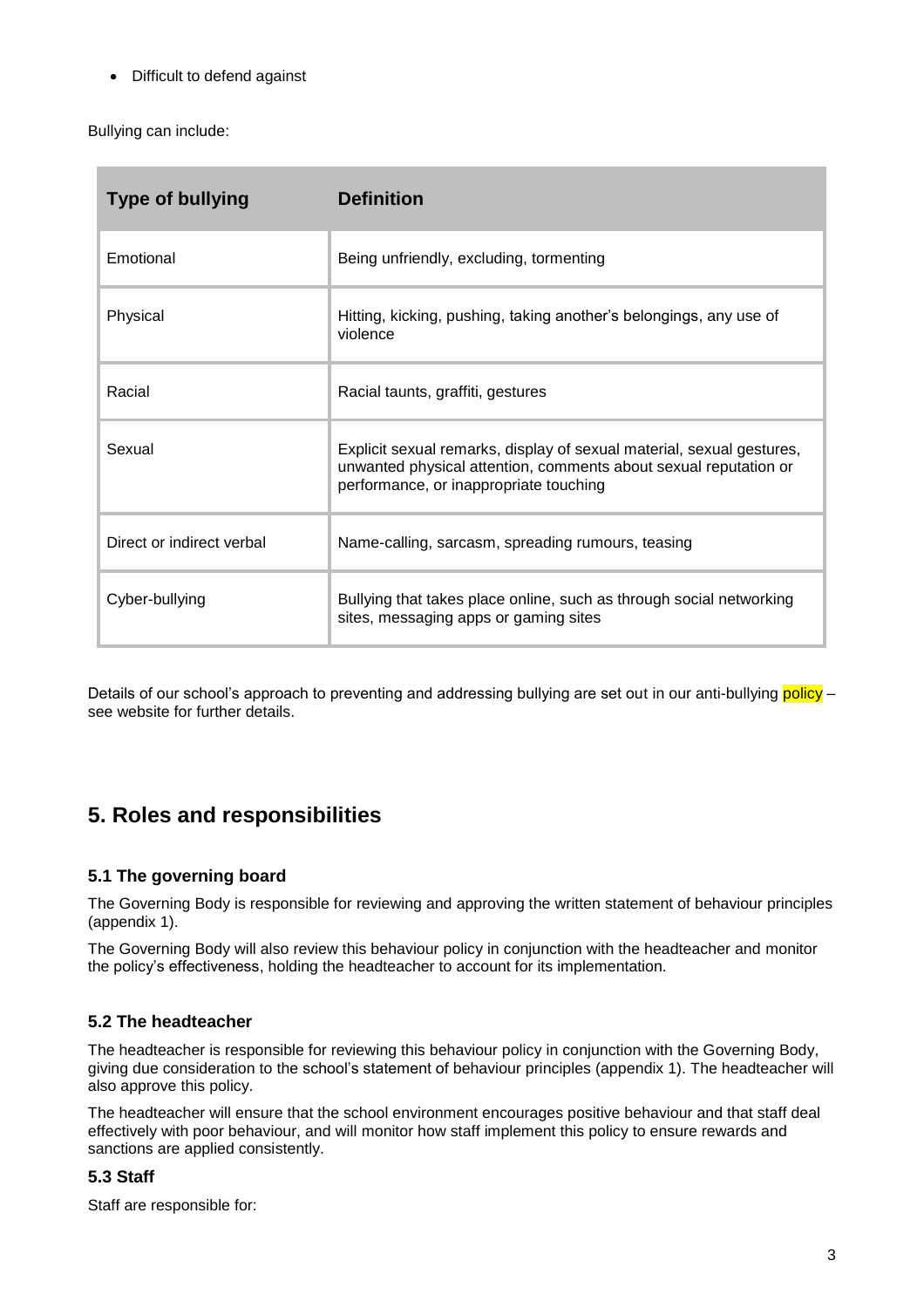- Difficult to defend against

Bullying can include:

| Type of bullying | Definition |
| --- | --- |
| Emotional | Being unfriendly, excluding, tormenting |
| Physical | Hitting, kicking, pushing, taking another's belongings, any use of violence |
| Racial | Racial taunts, graffiti, gestures |
| Sexual | Explicit sexual remarks, display of sexual material, sexual gestures, unwanted physical attention, comments about sexual reputation or performance, or inappropriate touching |
| Direct or indirect verbal | Name-calling, sarcasm, spreading rumours, teasing |
| Cyber-bullying | Bullying that takes place online, such as through social networking sites, messaging apps or gaming sites |

Details of our school's approach to preventing and addressing bullying are set out in our anti-bullying policy – see website for further details.

## 5. Roles and responsibilities

### 5.1 The governing board

The Governing Body is responsible for reviewing and approving the written statement of behaviour principles (appendix 1).

The Governing Body will also review this behaviour policy in conjunction with the headteacher and monitor the policy's effectiveness, holding the headteacher to account for its implementation.

### 5.2 The headteacher

The headteacher is responsible for reviewing this behaviour policy in conjunction with the Governing Body, giving due consideration to the school's statement of behaviour principles (appendix 1). The headteacher will also approve this policy.

The headteacher will ensure that the school environment encourages positive behaviour and that staff deal effectively with poor behaviour, and will monitor how staff implement this policy to ensure rewards and sanctions are applied consistently.

### 5.3 Staff

Staff are responsible for: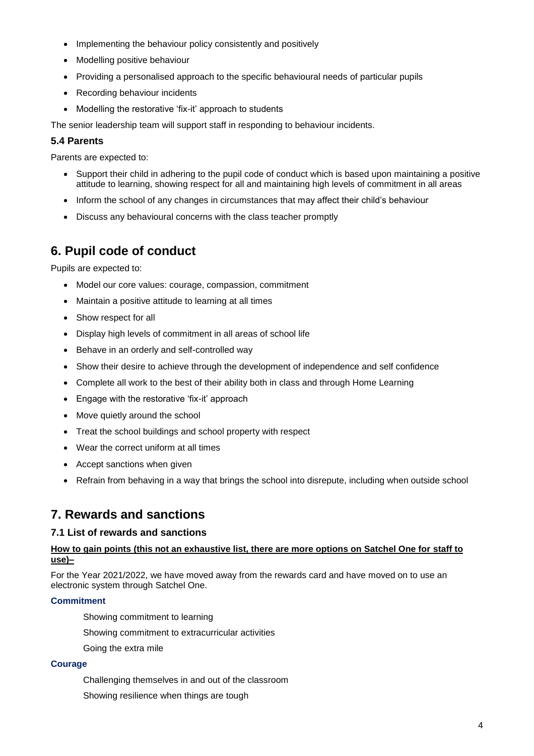- Implementing the behaviour policy consistently and positively
- Modelling positive behaviour
- Providing a personalised approach to the specific behavioural needs of particular pupils
- Recording behaviour incidents
- Modelling the restorative 'fix-it' approach to students

The senior leadership team will support staff in responding to behaviour incidents.

### 5.4 Parents

Parents are expected to:

- Support their child in adhering to the pupil code of conduct which is based upon maintaining a positive attitude to learning, showing respect for all and maintaining high levels of commitment in all areas
- Inform the school of any changes in circumstances that may affect their child's behaviour
- Discuss any behavioural concerns with the class teacher promptly

## 6. Pupil code of conduct

Pupils are expected to:

- Model our core values: courage, compassion, commitment
- Maintain a positive attitude to learning at all times
- Show respect for all
- Display high levels of commitment in all areas of school life
- Behave in an orderly and self-controlled way
- Show their desire to achieve through the development of independence and self confidence
- Complete all work to the best of their ability both in class and through Home Learning
- Engage with the restorative 'fix-it' approach
- Move quietly around the school
- Treat the school buildings and school property with respect
- Wear the correct uniform at all times
- Accept sanctions when given
- Refrain from behaving in a way that brings the school into disrepute, including when outside school

## 7. Rewards and sanctions

### 7.1 List of rewards and sanctions

**How to gain points (this not an exhaustive list, there are more options on Satchel One for staff to use)–**

For the Year 2021/2022, we have moved away from the rewards card and have moved on to use an electronic system through Satchel One.

**Commitment**

Showing commitment to learning

Showing commitment to extracurricular activities

Going the extra mile

**Courage**

Challenging themselves in and out of the classroom

Showing resilience when things are tough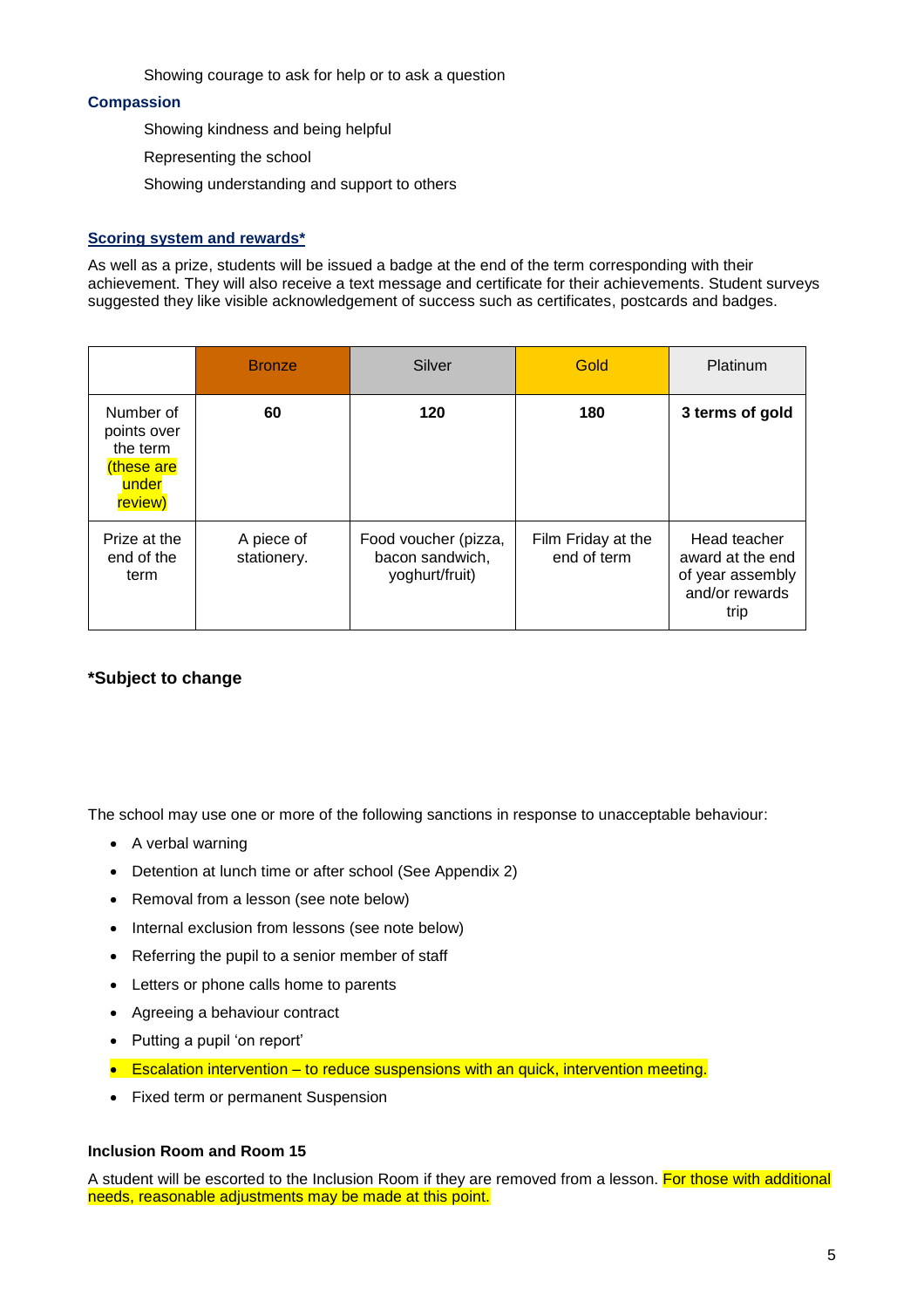Showing courage to ask for help or to ask a question

**Compassion**

Showing kindness and being helpful

Representing the school

Showing understanding and support to others

**Scoring system and rewards***

As well as a prize, students will be issued a badge at the end of the term corresponding with their achievement. They will also receive a text message and certificate for their achievements. Student surveys suggested they like visible acknowledgement of success such as certificates, postcards and badges.

| | Bronze | Silver | Gold | Platinum |
|---|---|---|---|---|
| Number of points over the term (these are under review) | **60** | **120** | **180** | **3 terms of gold** |
| Prize at the end of the term | A piece of stationery. | Food voucher (pizza, bacon sandwich, yoghurt/fruit) | Film Friday at the end of term | Head teacher award at the end of year assembly and/or rewards trip |

***Subject to change**

The school may use one or more of the following sanctions in response to unacceptable behaviour:

- A verbal warning
- Detention at lunch time or after school (See Appendix 2)
- Removal from a lesson (see note below)
- Internal exclusion from lessons (see note below)
- Referring the pupil to a senior member of staff
- Letters or phone calls home to parents
- Agreeing a behaviour contract
- Putting a pupil 'on report'
- Escalation intervention – to reduce suspensions with an quick, intervention meeting.
- Fixed term or permanent Suspension

**Inclusion Room and Room 15**

A student will be escorted to the Inclusion Room if they are removed from a lesson. For those with additional needs, reasonable adjustments may be made at this point.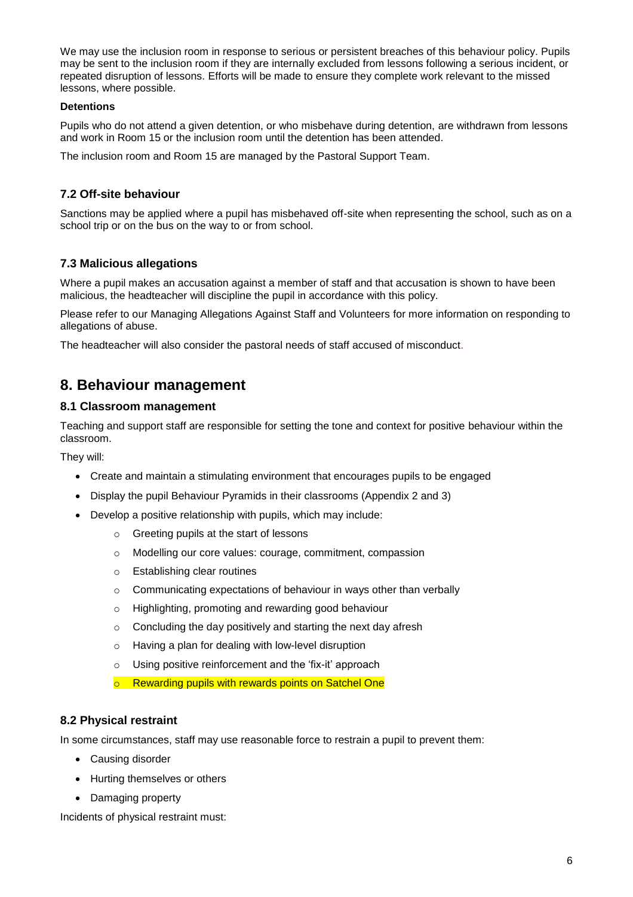We may use the inclusion room in response to serious or persistent breaches of this behaviour policy. Pupils may be sent to the inclusion room if they are internally excluded from lessons following a serious incident, or repeated disruption of lessons. Efforts will be made to ensure they complete work relevant to the missed lessons, where possible.

**Detentions**

Pupils who do not attend a given detention, or who misbehave during detention, are withdrawn from lessons and work in Room 15 or the inclusion room until the detention has been attended.

The inclusion room and Room 15 are managed by the Pastoral Support Team.

### 7.2 Off-site behaviour

Sanctions may be applied where a pupil has misbehaved off-site when representing the school, such as on a school trip or on the bus on the way to or from school.

### 7.3 Malicious allegations

Where a pupil makes an accusation against a member of staff and that accusation is shown to have been malicious, the headteacher will discipline the pupil in accordance with this policy.

Please refer to our Managing Allegations Against Staff and Volunteers for more information on responding to allegations of abuse.

The headteacher will also consider the pastoral needs of staff accused of misconduct.

## 8. Behaviour management

### 8.1 Classroom management

Teaching and support staff are responsible for setting the tone and context for positive behaviour within the classroom.

They will:

- Create and maintain a stimulating environment that encourages pupils to be engaged
- Display the pupil Behaviour Pyramids in their classrooms (Appendix 2 and 3)
- Develop a positive relationship with pupils, which may include:
    - Greeting pupils at the start of lessons
    - Modelling our core values: courage, commitment, compassion
    - Establishing clear routines
    - Communicating expectations of behaviour in ways other than verbally
    - Highlighting, promoting and rewarding good behaviour
    - Concluding the day positively and starting the next day afresh
    - Having a plan for dealing with low-level disruption
    - Using positive reinforcement and the 'fix-it' approach
    - Rewarding pupils with rewards points on Satchel One

### 8.2 Physical restraint

In some circumstances, staff may use reasonable force to restrain a pupil to prevent them:

- Causing disorder
- Hurting themselves or others
- Damaging property

Incidents of physical restraint must: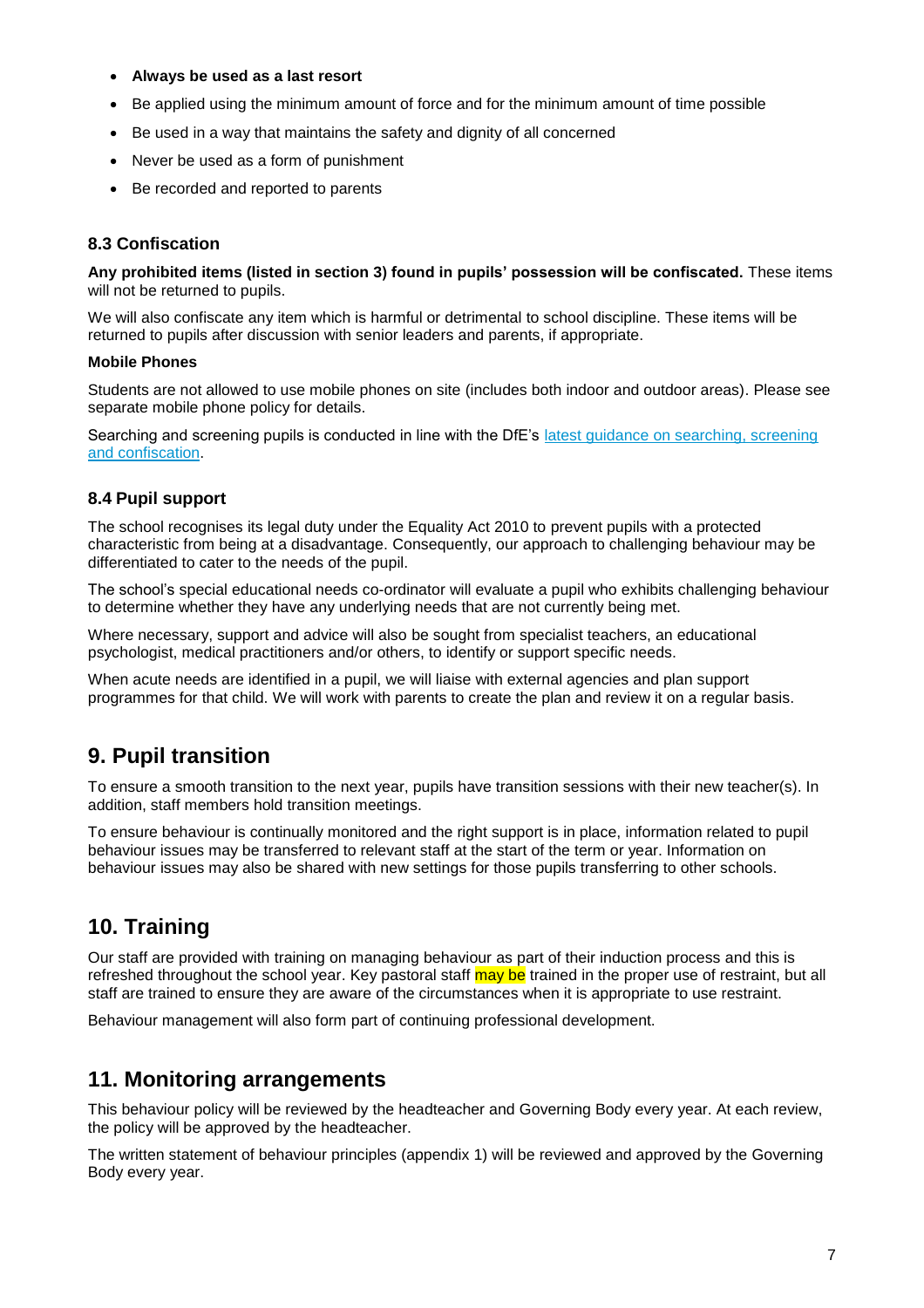- **Always be used as a last resort**
- Be applied using the minimum amount of force and for the minimum amount of time possible
- Be used in a way that maintains the safety and dignity of all concerned
- Never be used as a form of punishment
- Be recorded and reported to parents

### 8.3 Confiscation

**Any prohibited items (listed in section 3) found in pupils' possession will be confiscated.** These items will not be returned to pupils.

We will also confiscate any item which is harmful or detrimental to school discipline. These items will be returned to pupils after discussion with senior leaders and parents, if appropriate.

**Mobile Phones**

Students are not allowed to use mobile phones on site (includes both indoor and outdoor areas). Please see separate mobile phone policy for details.

Searching and screening pupils is conducted in line with the DfE's latest guidance on searching, screening and confiscation.

### 8.4 Pupil support

The school recognises its legal duty under the Equality Act 2010 to prevent pupils with a protected characteristic from being at a disadvantage. Consequently, our approach to challenging behaviour may be differentiated to cater to the needs of the pupil.

The school's special educational needs co-ordinator will evaluate a pupil who exhibits challenging behaviour to determine whether they have any underlying needs that are not currently being met.

Where necessary, support and advice will also be sought from specialist teachers, an educational psychologist, medical practitioners and/or others, to identify or support specific needs.

When acute needs are identified in a pupil, we will liaise with external agencies and plan support programmes for that child. We will work with parents to create the plan and review it on a regular basis.

## 9. Pupil transition

To ensure a smooth transition to the next year, pupils have transition sessions with their new teacher(s). In addition, staff members hold transition meetings.

To ensure behaviour is continually monitored and the right support is in place, information related to pupil behaviour issues may be transferred to relevant staff at the start of the term or year. Information on behaviour issues may also be shared with new settings for those pupils transferring to other schools.

## 10. Training

Our staff are provided with training on managing behaviour as part of their induction process and this is refreshed throughout the school year. Key pastoral staff may be trained in the proper use of restraint, but all staff are trained to ensure they are aware of the circumstances when it is appropriate to use restraint.

Behaviour management will also form part of continuing professional development.

## 11. Monitoring arrangements

This behaviour policy will be reviewed by the headteacher and Governing Body every year. At each review, the policy will be approved by the headteacher.

The written statement of behaviour principles (appendix 1) will be reviewed and approved by the Governing Body every year.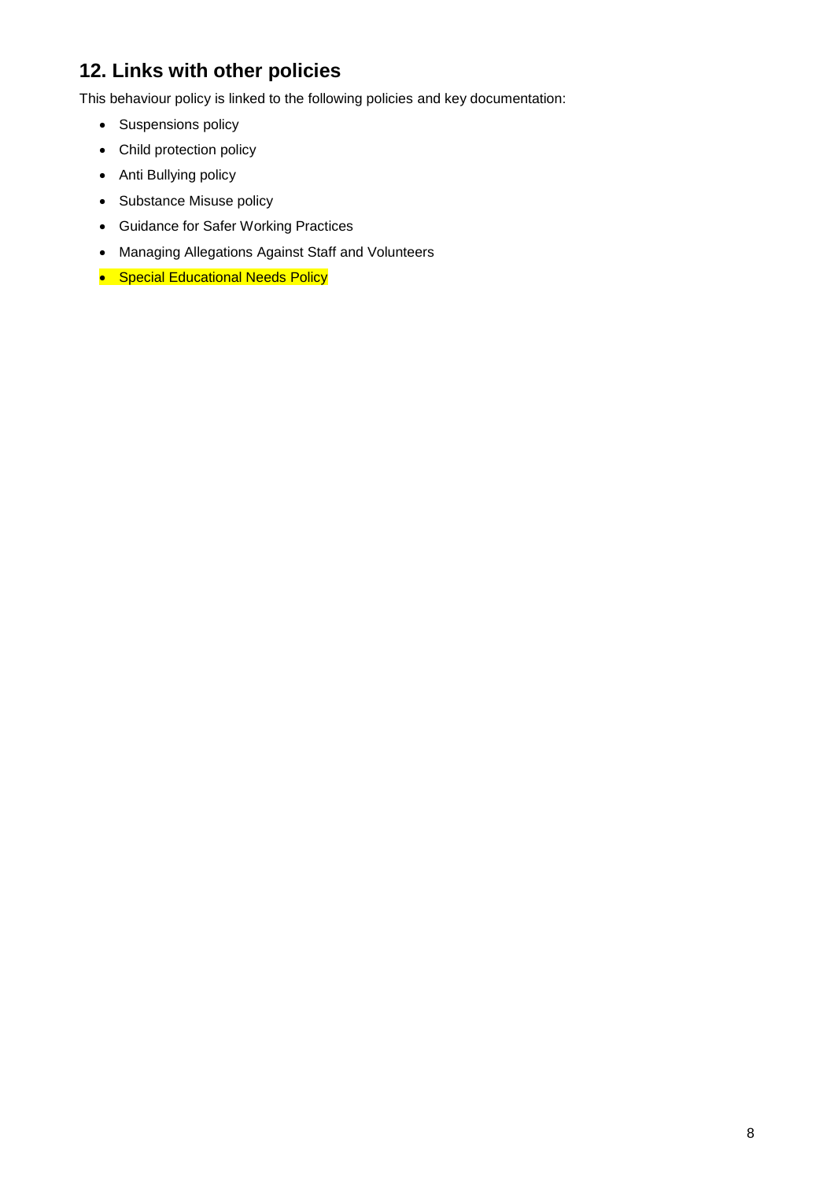## 12. Links with other policies

This behaviour policy is linked to the following policies and key documentation:

- Suspensions policy
- Child protection policy
- Anti Bullying policy
- Substance Misuse policy
- Guidance for Safer Working Practices
- Managing Allegations Against Staff and Volunteers
- Special Educational Needs Policy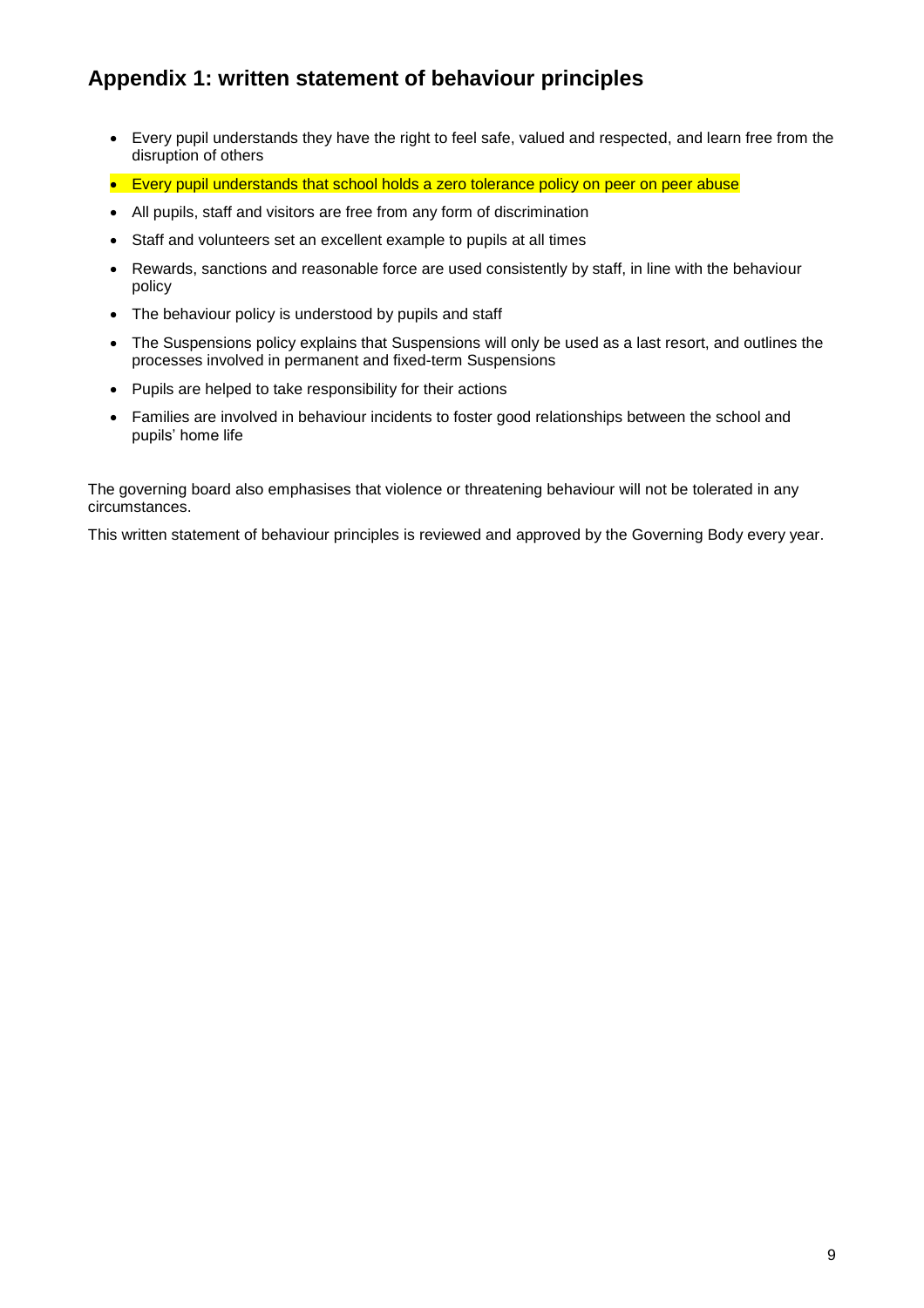## Appendix 1: written statement of behaviour principles

- Every pupil understands they have the right to feel safe, valued and respected, and learn free from the disruption of others
- Every pupil understands that school holds a zero tolerance policy on peer on peer abuse
- All pupils, staff and visitors are free from any form of discrimination
- Staff and volunteers set an excellent example to pupils at all times
- Rewards, sanctions and reasonable force are used consistently by staff, in line with the behaviour policy
- The behaviour policy is understood by pupils and staff
- The Suspensions policy explains that Suspensions will only be used as a last resort, and outlines the processes involved in permanent and fixed-term Suspensions
- Pupils are helped to take responsibility for their actions
- Families are involved in behaviour incidents to foster good relationships between the school and pupils' home life

The governing board also emphasises that violence or threatening behaviour will not be tolerated in any circumstances.

This written statement of behaviour principles is reviewed and approved by the Governing Body every year.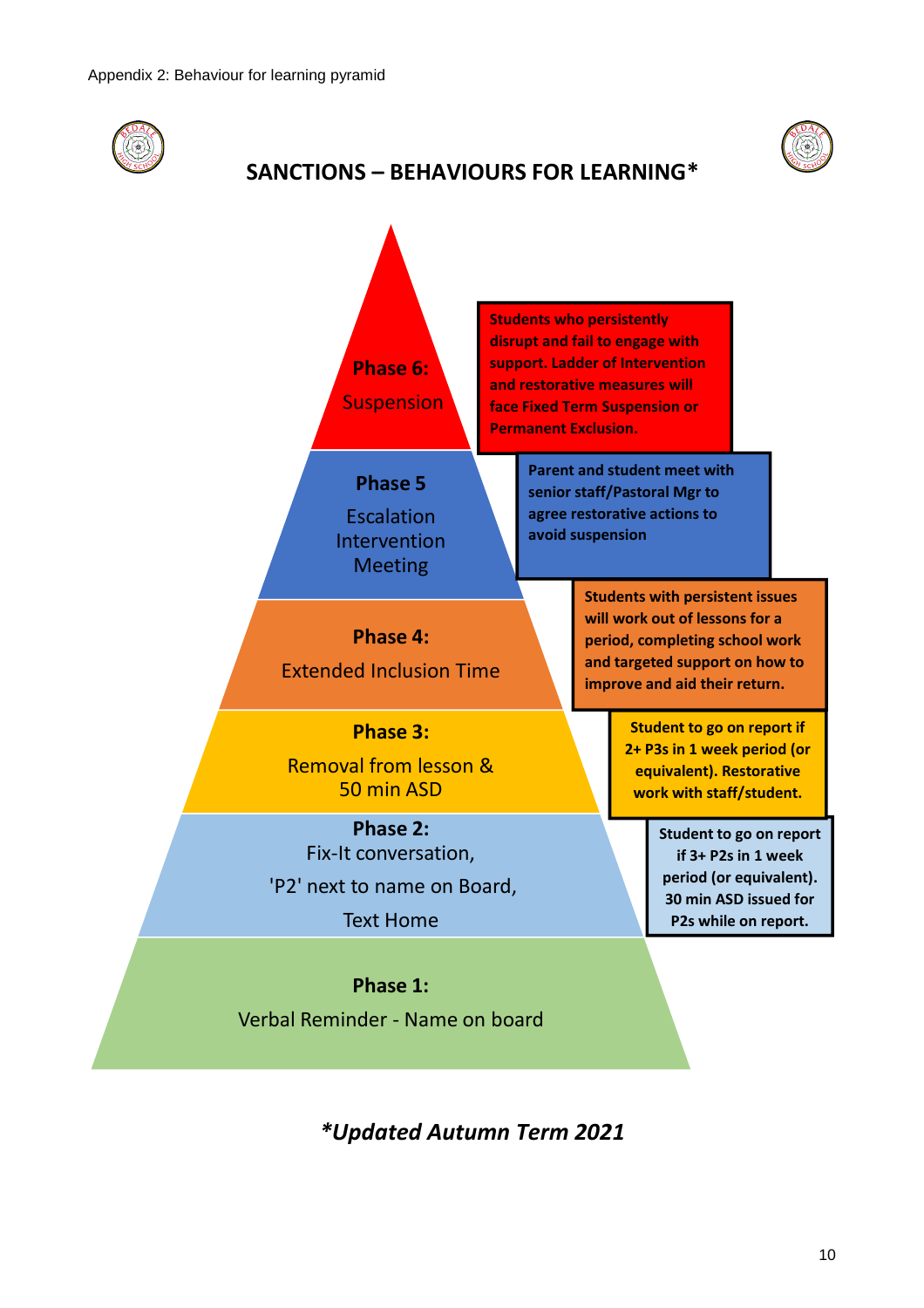Appendix 2: Behaviour for learning pyramid

## SANCTIONS – BEHAVIOURS FOR LEARNING*

**Phase 6:**
Suspension

**Students who persistently disrupt and fail to engage with support. Ladder of Intervention and restorative measures will face Fixed Term Suspension or Permanent Exclusion.**

**Phase 5**
Escalation Intervention Meeting

**Parent and student meet with senior staff/Pastoral Mgr to agree restorative actions to avoid suspension**

**Phase 4:**
Extended Inclusion Time

**Students with persistent issues will work out of lessons for a period, completing school work and targeted support on how to improve and aid their return.**

**Phase 3:**
Removal from lesson & 50 min ASD

**Student to go on report if 2+ P3s in 1 week period (or equivalent). Restorative work with staff/student.**

**Phase 2:**
Fix-It conversation,
'P2' next to name on Board,
Text Home

**Student to go on report if 3+ P2s in 1 week period (or equivalent). 30 min ASD issued for P2s while on report.**

**Phase 1:**
Verbal Reminder - Name on board

***Updated Autumn Term 2021***